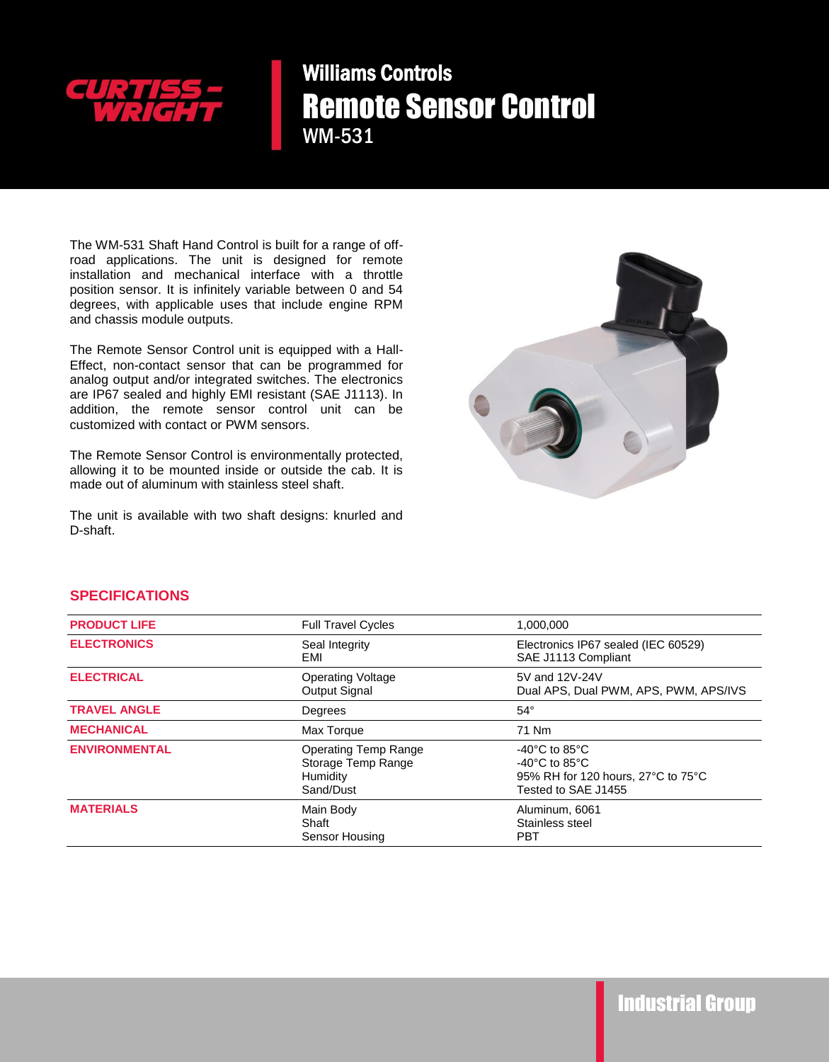# Williams Controls
# Remote Sensor Control
## WM-531

The WM-531 Shaft Hand Control is built for a range of off-road applications. The unit is designed for remote installation and mechanical interface with a throttle position sensor. It is infinitely variable between 0 and 54 degrees, with applicable uses that include engine RPM and chassis module outputs.

The Remote Sensor Control unit is equipped with a Hall-Effect, non-contact sensor that can be programmed for analog output and/or integrated switches. The electronics are IP67 sealed and highly EMI resistant (SAE J1113). In addition, the remote sensor control unit can be customized with contact or PWM sensors.

The Remote Sensor Control is environmentally protected, allowing it to be mounted inside or outside the cab. It is made out of aluminum with stainless steel shaft.

The unit is available with two shaft designs: knurled and D-shaft.

## SPECIFICATIONS

| | | |
|---|---|---|
| **PRODUCT LIFE** | Full Travel Cycles | 1,000,000 |
| **ELECTRONICS** | Seal Integrity<br>EMI | Electronics IP67 sealed (IEC 60529)<br>SAE J1113 Compliant |
| **ELECTRICAL** | Operating Voltage<br>Output Signal | 5V and 12V-24V<br>Dual APS, Dual PWM, APS, PWM, APS/IVS |
| **TRAVEL ANGLE** | Degrees | 54° |
| **MECHANICAL** | Max Torque | 71 Nm |
| **ENVIRONMENTAL** | Operating Temp Range<br>Storage Temp Range<br>Humidity<br>Sand/Dust | -40°C to 85°C<br>-40°C to 85°C<br>95% RH for 120 hours, 27°C to 75°C<br>Tested to SAE J1455 |
| **MATERIALS** | Main Body<br>Shaft<br>Sensor Housing | Aluminum, 6061<br>Stainless steel<br>PBT |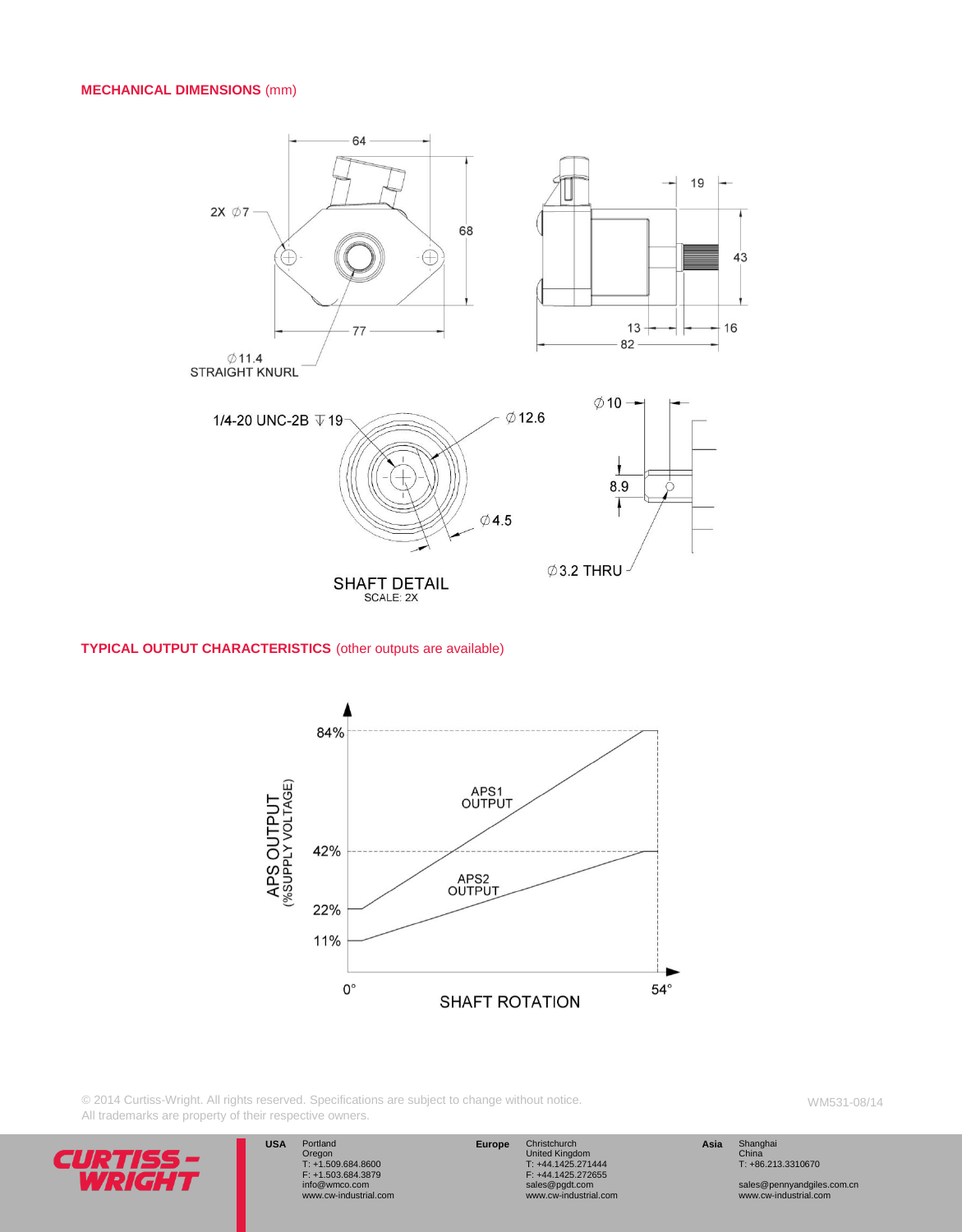**MECHANICAL DIMENSIONS** (mm)

64

68

2X ∅7

77

∅11.4
STRAIGHT KNURL

19

43

13

16

82

1/4-20 UNC-2B ⊽19

∅12.6

∅4.5

∅10

8.9

∅3.2 THRU

SHAFT DETAIL
SCALE: 2X

**TYPICAL OUTPUT CHARACTERISTICS** (other outputs are available)

APS OUTPUT
(%SUPPLY VOLTAGE)

84%

42%

22%

11%

APS1
OUTPUT

APS2
OUTPUT

0°

54°

SHAFT ROTATION

© 2014 Curtiss-Wright. All rights reserved. Specifications are subject to change without notice.
All trademarks are property of their respective owners.

WM531-08/14

CURTISS-WRIGHT

**USA**
Portland
Oregon
T: +1.509.684.8600
F: +1.503.684.3879
info@wmco.com
www.cw-industrial.com

**Europe**
Christchurch
United Kingdom
T: +44.1425.271444
F: +44.1425.272655
sales@pgdt.com
www.cw-industrial.com

**Asia**
Shanghai
China
T: +86.213.3310670

sales@pennyandgiles.com.cn
www.cw-industrial.com